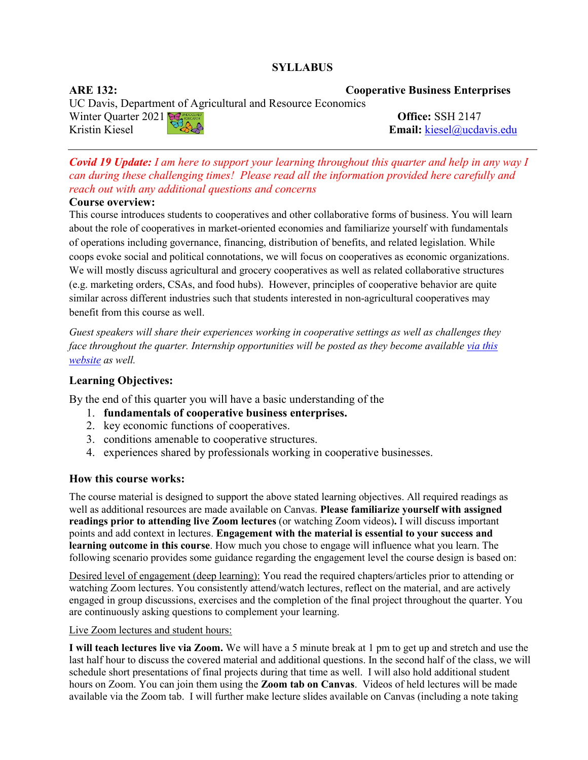**SYLLABUS**

**ARE 132:** **Cooperative Business Enterprises**

UC Davis, Department of Agricultural and Resource Economics

Winter Quarter 2021 **Office:** SSH 2147

Kristin Kiesel **Email:** kiesel@ucdavis.edu

---

***Covid 19 Update:*** *I am here to support your learning throughout this quarter and help in any way I can during these challenging times! Please read all the information provided here carefully and reach out with any additional questions and concerns*

**Course overview:**

This course introduces students to cooperatives and other collaborative forms of business. You will learn about the role of cooperatives in market-oriented economies and familiarize yourself with fundamentals of operations including governance, financing, distribution of benefits, and related legislation. While coops evoke social and political connotations, we will focus on cooperatives as economic organizations. We will mostly discuss agricultural and grocery cooperatives as well as related collaborative structures (e.g. marketing orders, CSAs, and food hubs). However, principles of cooperative behavior are quite similar across different industries such that students interested in non-agricultural cooperatives may benefit from this course as well.

*Guest speakers will share their experiences working in cooperative settings as well as challenges they face throughout the quarter. Internship opportunities will be posted as they become available via this website as well.*

**Learning Objectives:**

By the end of this quarter you will have a basic understanding of the

1. **fundamentals of cooperative business enterprises.**
2. key economic functions of cooperatives.
3. conditions amenable to cooperative structures.
4. experiences shared by professionals working in cooperative businesses.

**How this course works:**

The course material is designed to support the above stated learning objectives. All required readings as well as additional resources are made available on Canvas. **Please familiarize yourself with assigned readings prior to attending live Zoom lectures** (or watching Zoom videos)**.** I will discuss important points and add context in lectures. **Engagement with the material is essential to your success and learning outcome in this course**. How much you chose to engage will influence what you learn. The following scenario provides some guidance regarding the engagement level the course design is based on:

Desired level of engagement (deep learning): You read the required chapters/articles prior to attending or watching Zoom lectures. You consistently attend/watch lectures, reflect on the material, and are actively engaged in group discussions, exercises and the completion of the final project throughout the quarter. You are continuously asking questions to complement your learning.

Live Zoom lectures and student hours:

**I will teach lectures live via Zoom.** We will have a 5 minute break at 1 pm to get up and stretch and use the last half hour to discuss the covered material and additional questions. In the second half of the class, we will schedule short presentations of final projects during that time as well. I will also hold additional student hours on Zoom. You can join them using the **Zoom tab on Canvas**. Videos of held lectures will be made available via the Zoom tab. I will further make lecture slides available on Canvas (including a note taking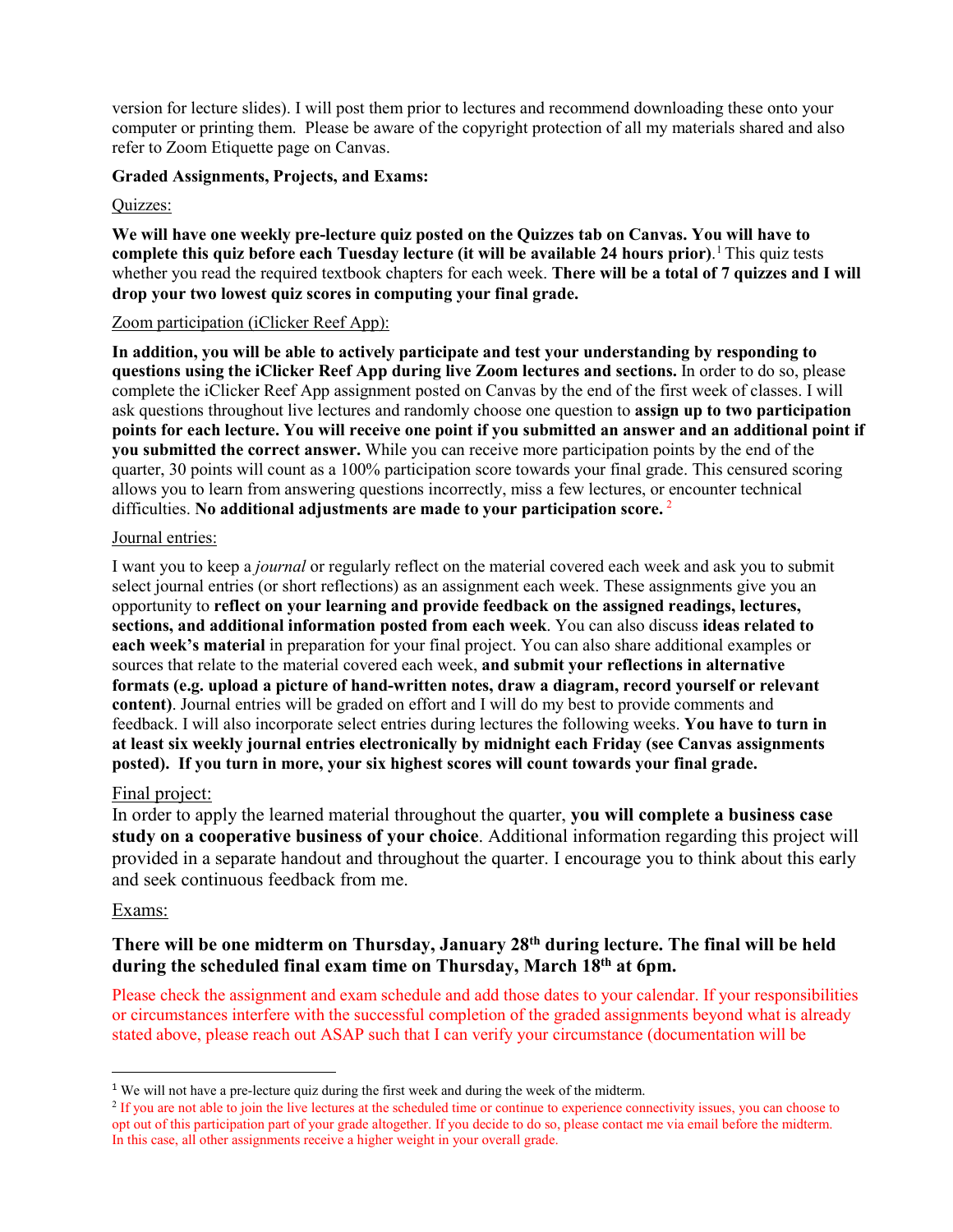version for lecture slides). I will post them prior to lectures and recommend downloading these onto your computer or printing them. Please be aware of the copyright protection of all my materials shared and also refer to Zoom Etiquette page on Canvas.

**Graded Assignments, Projects, and Exams:**

Quizzes:

**We will have one weekly pre-lecture quiz posted on the Quizzes tab on Canvas. You will have to complete this quiz before each Tuesday lecture (it will be available 24 hours prior)**.[1] This quiz tests whether you read the required textbook chapters for each week. **There will be a total of 7 quizzes and I will drop your two lowest quiz scores in computing your final grade.**

Zoom participation (iClicker Reef App):

**In addition, you will be able to actively participate and test your understanding by responding to questions using the iClicker Reef App during live Zoom lectures and sections.** In order to do so, please complete the iClicker Reef App assignment posted on Canvas by the end of the first week of classes. I will ask questions throughout live lectures and randomly choose one question to **assign up to two participation points for each lecture. You will receive one point if you submitted an answer and an additional point if you submitted the correct answer.** While you can receive more participation points by the end of the quarter, 30 points will count as a 100% participation score towards your final grade. This censured scoring allows you to learn from answering questions incorrectly, miss a few lectures, or encounter technical difficulties. **No additional adjustments are made to your participation score.** [2]

Journal entries:

I want you to keep a *journal* or regularly reflect on the material covered each week and ask you to submit select journal entries (or short reflections) as an assignment each week. These assignments give you an opportunity to **reflect on your learning and provide feedback on the assigned readings, lectures, sections, and additional information posted from each week**. You can also discuss **ideas related to each week's material** in preparation for your final project. You can also share additional examples or sources that relate to the material covered each week, **and submit your reflections in alternative formats (e.g. upload a picture of hand-written notes, draw a diagram, record yourself or relevant content)**. Journal entries will be graded on effort and I will do my best to provide comments and feedback. I will also incorporate select entries during lectures the following weeks. **You have to turn in at least six weekly journal entries electronically by midnight each Friday (see Canvas assignments posted). If you turn in more, your six highest scores will count towards your final grade.**

Final project:

In order to apply the learned material throughout the quarter, **you will complete a business case study on a cooperative business of your choice**. Additional information regarding this project will provided in a separate handout and throughout the quarter. I encourage you to think about this early and seek continuous feedback from me.

Exams:

**There will be one midterm on Thursday, January 28th during lecture. The final will be held during the scheduled final exam time on Thursday, March 18th at 6pm.**

Please check the assignment and exam schedule and add those dates to your calendar. If your responsibilities or circumstances interfere with the successful completion of the graded assignments beyond what is already stated above, please reach out ASAP such that I can verify your circumstance (documentation will be

---

[1] We will not have a pre-lecture quiz during the first week and during the week of the midterm.

[2] If you are not able to join the live lectures at the scheduled time or continue to experience connectivity issues, you can choose to opt out of this participation part of your grade altogether. If you decide to do so, please contact me via email before the midterm. In this case, all other assignments receive a higher weight in your overall grade.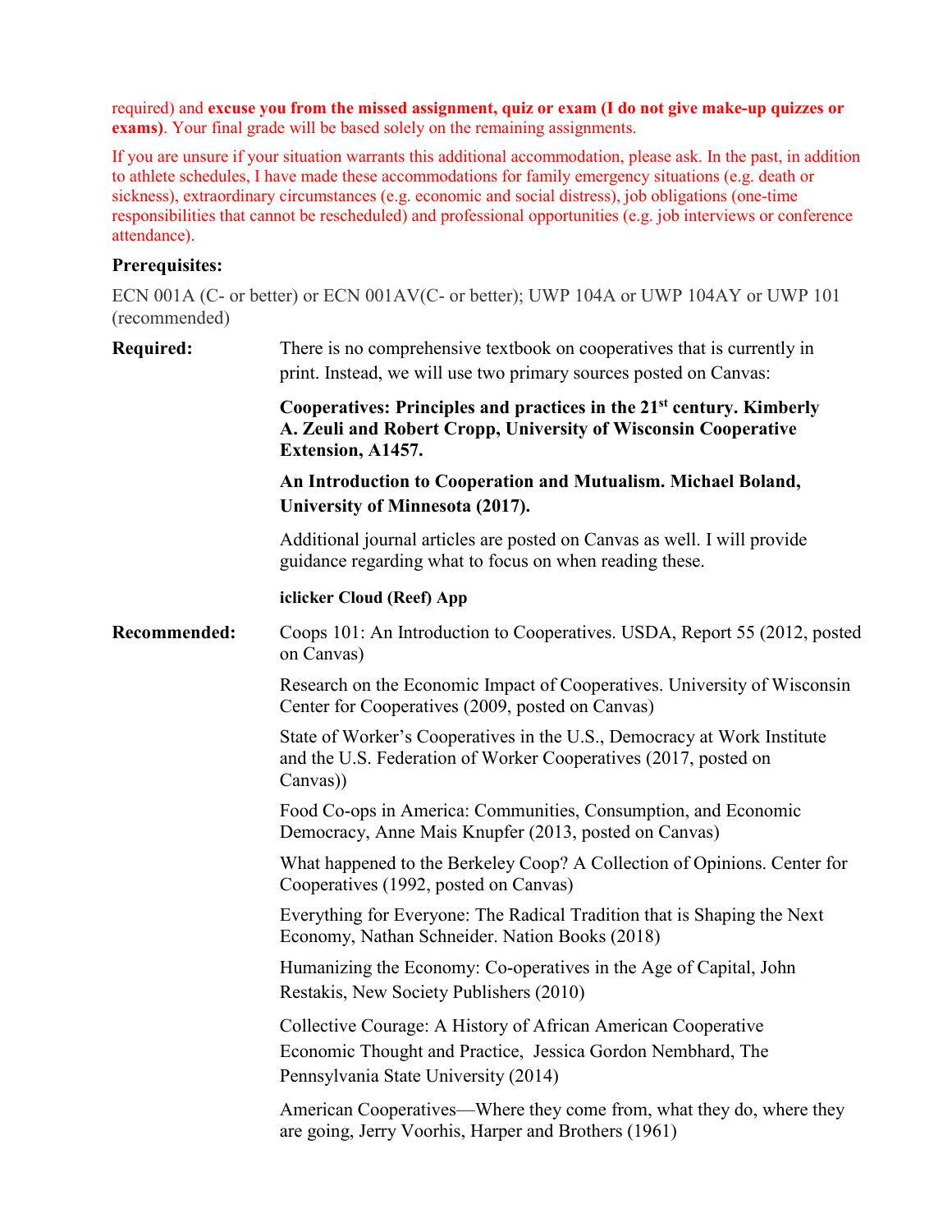required) and **excuse you from the missed assignment, quiz or exam (I do not give make-up quizzes or exams)**. Your final grade will be based solely on the remaining assignments.

If you are unsure if your situation warrants this additional accommodation, please ask. In the past, in addition to athlete schedules, I have made these accommodations for family emergency situations (e.g. death or sickness), extraordinary circumstances (e.g. economic and social distress), job obligations (one-time responsibilities that cannot be rescheduled) and professional opportunities (e.g. job interviews or conference attendance).

**Prerequisites:**

ECN 001A (C- or better) or ECN 001AV(C- or better); UWP 104A or UWP 104AY or UWP 101 (recommended)

**Required:**

There is no comprehensive textbook on cooperatives that is currently in print. Instead, we will use two primary sources posted on Canvas:

**Cooperatives: Principles and practices in the 21st century. Kimberly A. Zeuli and Robert Cropp, University of Wisconsin Cooperative Extension, A1457.**

**An Introduction to Cooperation and Mutualism. Michael Boland, University of Minnesota (2017).**

Additional journal articles are posted on Canvas as well. I will provide guidance regarding what to focus on when reading these.

**iclicker Cloud (Reef) App**

**Recommended:**

Coops 101: An Introduction to Cooperatives. USDA, Report 55 (2012, posted on Canvas)

Research on the Economic Impact of Cooperatives. University of Wisconsin Center for Cooperatives (2009, posted on Canvas)

State of Worker's Cooperatives in the U.S., Democracy at Work Institute and the U.S. Federation of Worker Cooperatives (2017, posted on Canvas))

Food Co-ops in America: Communities, Consumption, and Economic Democracy, Anne Mais Knupfer (2013, posted on Canvas)

What happened to the Berkeley Coop? A Collection of Opinions. Center for Cooperatives (1992, posted on Canvas)

Everything for Everyone: The Radical Tradition that is Shaping the Next Economy, Nathan Schneider. Nation Books (2018)

Humanizing the Economy: Co-operatives in the Age of Capital, John Restakis, New Society Publishers (2010)

Collective Courage: A History of African American Cooperative Economic Thought and Practice, Jessica Gordon Nembhard, The Pennsylvania State University (2014)

American Cooperatives—Where they come from, what they do, where they are going, Jerry Voorhis, Harper and Brothers (1961)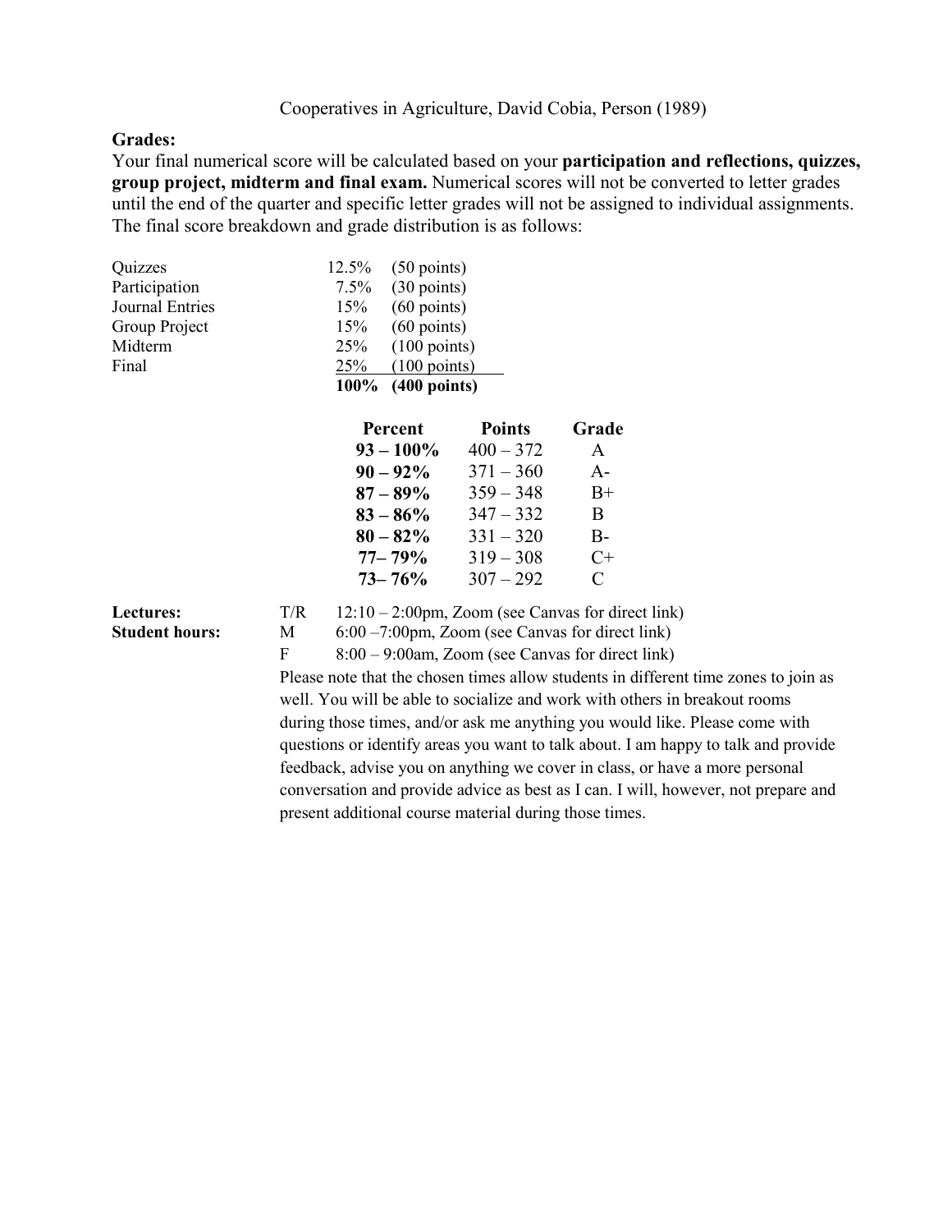Cooperatives in Agriculture, David Cobia, Person (1989)

**Grades:**

Your final numerical score will be calculated based on your **participation and reflections, quizzes, group project, midterm and final exam.** Numerical scores will not be converted to letter grades until the end of the quarter and specific letter grades will not be assigned to individual assignments. The final score breakdown and grade distribution is as follows:

| | | |
|---|---|---|
| Quizzes | 12.5% | (50 points) |
| Participation | 7.5% | (30 points) |
| Journal Entries | 15% | (60 points) |
| Group Project | 15% | (60 points) |
| Midterm | 25% | (100 points) |
| Final | 25% | (100 points) |
| | **100%** | **(400 points)** |

| Percent | Points | Grade |
|---|---|---|
| **93 – 100%** | 400 – 372 | A |
| **90 – 92%** | 371 – 360 | A- |
| **87 – 89%** | 359 – 348 | B+ |
| **83 – 86%** | 347 – 332 | B |
| **80 – 82%** | 331 – 320 | B- |
| **77– 79%** | 319 – 308 | C+ |
| **73– 76%** | 307 – 292 | C |

**Lectures:** T/R 12:10 – 2:00pm, Zoom (see Canvas for direct link)

**Student hours:** M 6:00 –7:00pm, Zoom (see Canvas for direct link)
F 8:00 – 9:00am, Zoom (see Canvas for direct link)

Please note that the chosen times allow students in different time zones to join as well. You will be able to socialize and work with others in breakout rooms during those times, and/or ask me anything you would like. Please come with questions or identify areas you want to talk about. I am happy to talk and provide feedback, advise you on anything we cover in class, or have a more personal conversation and provide advice as best as I can. I will, however, not prepare and present additional course material during those times.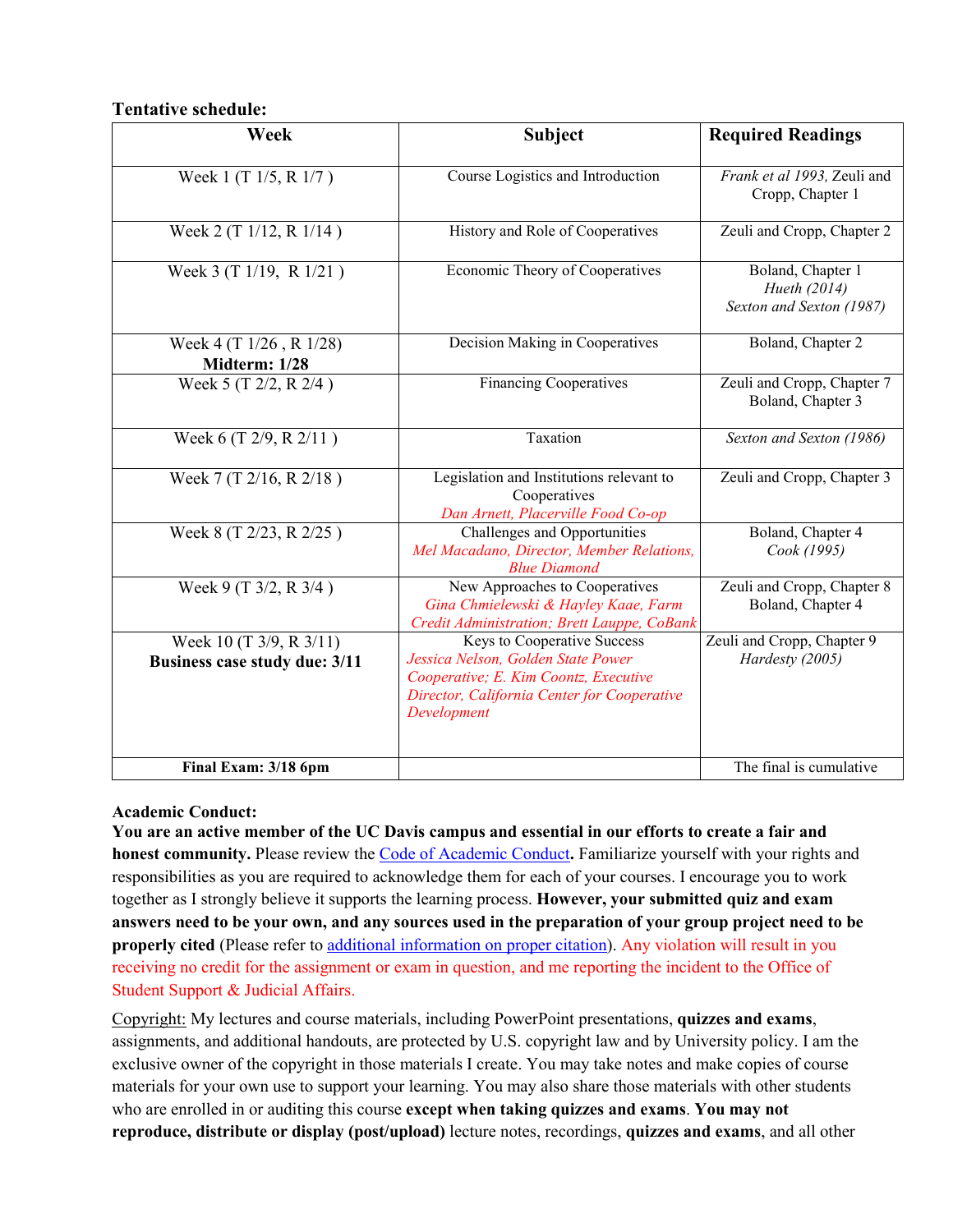**Tentative schedule:**

| Week | Subject | Required Readings |
|---|---|---|
| Week 1 (T 1/5, R 1/7 ) | Course Logistics and Introduction | *Frank et al 1993,* Zeuli and Cropp, Chapter 1 |
| Week 2 (T 1/12, R 1/14 ) | History and Role of Cooperatives | Zeuli and Cropp, Chapter 2 |
| Week 3 (T 1/19, R 1/21 ) | Economic Theory of Cooperatives | Boland, Chapter 1<br>*Hueth (2014)*<br>*Sexton and Sexton (1987)* |
| Week 4 (T 1/26 , R 1/28)<br>**Midterm: 1/28** | Decision Making in Cooperatives | Boland, Chapter 2 |
| Week 5 (T 2/2, R 2/4 ) | Financing Cooperatives | Zeuli and Cropp, Chapter 7<br>Boland, Chapter 3 |
| Week 6 (T 2/9, R 2/11 ) | Taxation | *Sexton and Sexton (1986)* |
| Week 7 (T 2/16, R 2/18 ) | Legislation and Institutions relevant to Cooperatives<br>*Dan Arnett, Placerville Food Co-op* | Zeuli and Cropp, Chapter 3 |
| Week 8 (T 2/23, R 2/25 ) | Challenges and Opportunities<br>*Mel Macadano, Director, Member Relations, Blue Diamond* | Boland, Chapter 4<br>*Cook (1995)* |
| Week 9 (T 3/2, R 3/4 ) | New Approaches to Cooperatives<br>*Gina Chmielewski & Hayley Kaae, Farm Credit Administration; Brett Lauppe, CoBank* | Zeuli and Cropp, Chapter 8<br>Boland, Chapter 4 |
| Week 10 (T 3/9, R 3/11)<br>**Business case study due: 3/11** | Keys to Cooperative Success<br>*Jessica Nelson, Golden State Power Cooperative; E. Kim Coontz, Executive Director, California Center for Cooperative Development* | Zeuli and Cropp, Chapter 9<br>*Hardesty (2005)* |
| **Final Exam: 3/18 6pm** | | The final is cumulative |

**Academic Conduct:**

**You are an active member of the UC Davis campus and essential in our efforts to create a fair and honest community.** Please review the Code of Academic Conduct**.** Familiarize yourself with your rights and responsibilities as you are required to acknowledge them for each of your courses. I encourage you to work together as I strongly believe it supports the learning process. **However, your submitted quiz and exam answers need to be your own, and any sources used in the preparation of your group project need to be properly cited** (Please refer to additional information on proper citation). Any violation will result in you receiving no credit for the assignment or exam in question, and me reporting the incident to the Office of Student Support & Judicial Affairs.

Copyright: My lectures and course materials, including PowerPoint presentations, **quizzes and exams**, assignments, and additional handouts, are protected by U.S. copyright law and by University policy. I am the exclusive owner of the copyright in those materials I create. You may take notes and make copies of course materials for your own use to support your learning. You may also share those materials with other students who are enrolled in or auditing this course **except when taking quizzes and exams**. **You may not reproduce, distribute or display (post/upload)** lecture notes, recordings, **quizzes and exams**, and all other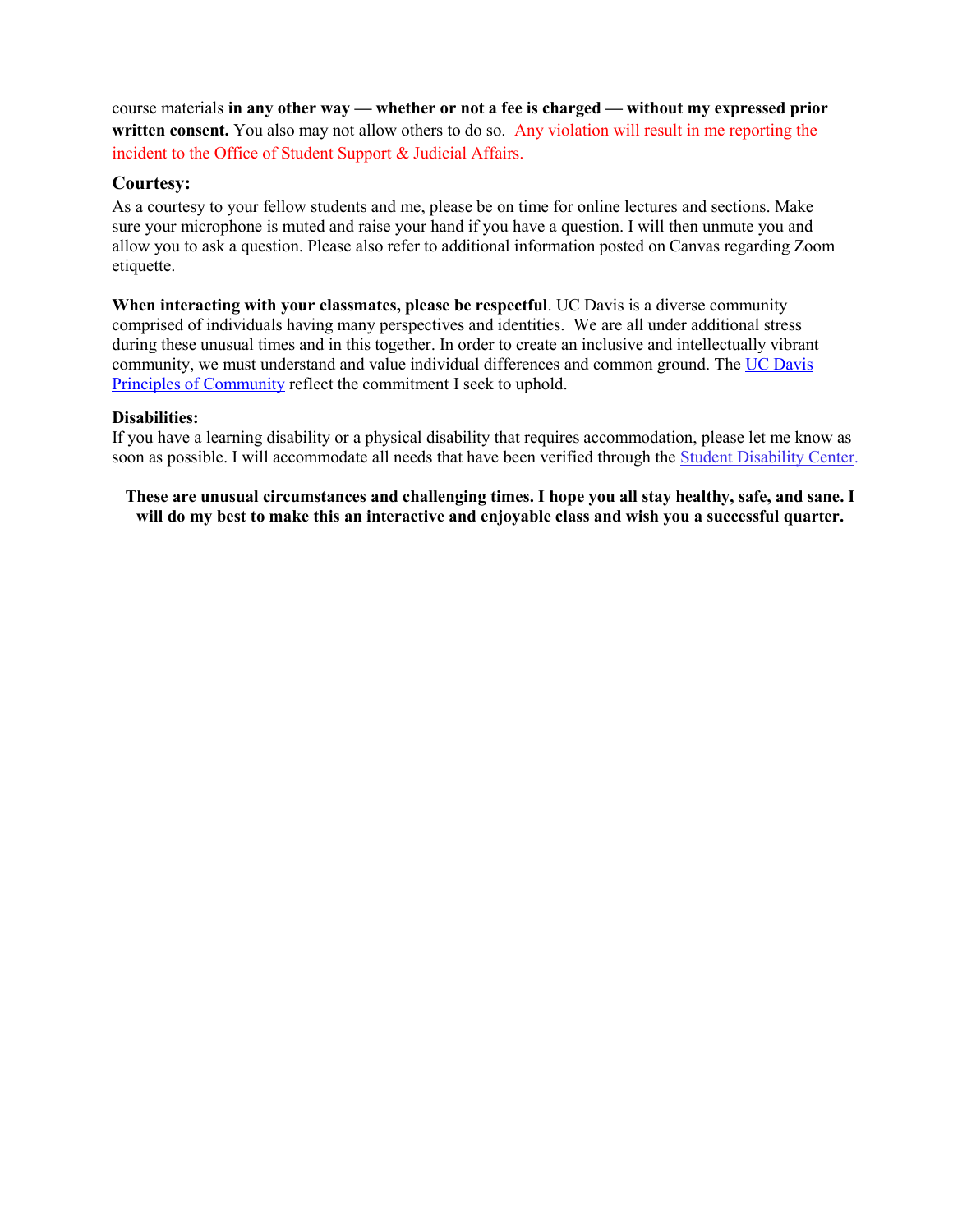course materials **in any other way — whether or not a fee is charged — without my expressed prior written consent.** You also may not allow others to do so. Any violation will result in me reporting the incident to the Office of Student Support & Judicial Affairs.

### Courtesy:

As a courtesy to your fellow students and me, please be on time for online lectures and sections. Make sure your microphone is muted and raise your hand if you have a question. I will then unmute you and allow you to ask a question. Please also refer to additional information posted on Canvas regarding Zoom etiquette.

**When interacting with your classmates, please be respectful**. UC Davis is a diverse community comprised of individuals having many perspectives and identities. We are all under additional stress during these unusual times and in this together. In order to create an inclusive and intellectually vibrant community, we must understand and value individual differences and common ground. The UC Davis Principles of Community reflect the commitment I seek to uphold.

**Disabilities:**

If you have a learning disability or a physical disability that requires accommodation, please let me know as soon as possible. I will accommodate all needs that have been verified through the Student Disability Center.

**These are unusual circumstances and challenging times. I hope you all stay healthy, safe, and sane. I will do my best to make this an interactive and enjoyable class and wish you a successful quarter.**